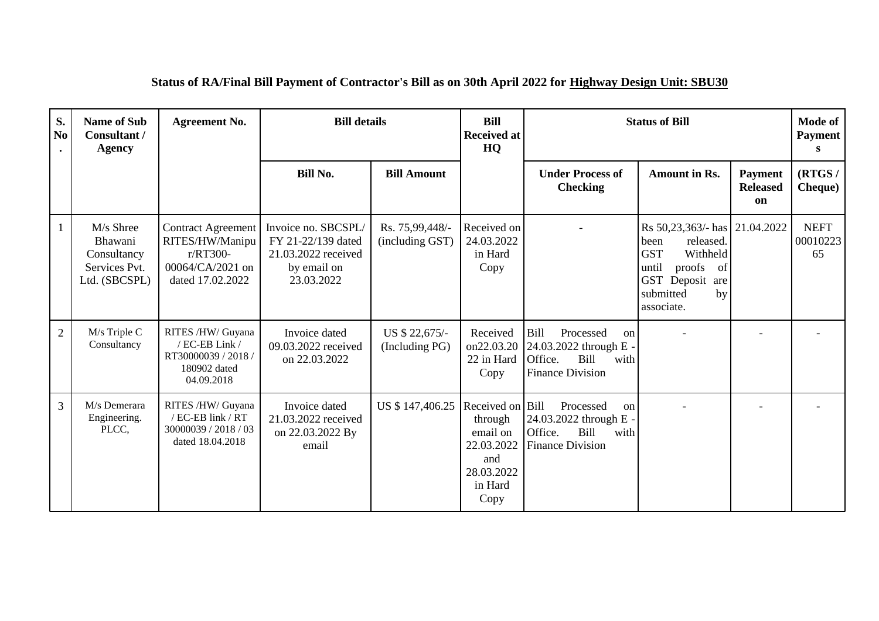## Status of RA/Final Bill Payment of Contractor's Bill as on 30th April 2022 for Highway Design Unit: SBU30

| S. No. | Name of Sub Consultant / Agency | Agreement No. | Bill details | | Bill Received at HQ | Status of Bill | | | Mode of Payments |
|---|---|---|---|---|---|---|---|---|---|
| | | | Bill No. | Bill Amount | | Under Process of Checking | Amount in Rs. | Payment Released on | (RTGS / Cheque) |
| 1 | M/s Shree Bhawani Consultancy Services Pvt. Ltd. (SBCSPL) | Contract Agreement RITES/HW/Manipur/RT300-00064/CA/2021 on dated 17.02.2022 | Invoice no. SBCSPL/ FY 21-22/139 dated 21.03.2022 received by email on 23.03.2022 | Rs. 75,99,448/- (including GST) | Received on 24.03.2022 in Hard Copy | - | Rs 50,23,363/- has been released. GST Withheld until proofs of GST Deposit are submitted by associate. | 21.04.2022 | NEFT 0001022365 |
| 2 | M/s Triple C Consultancy | RITES /HW/ Guyana / EC-EB Link / RT30000039 / 2018 / 180902 dated 04.09.2018 | Invoice dated 09.03.2022 received on 22.03.2022 | US $ 22,675/- (Including PG) | Received on22.03.2022 in Hard Copy | Bill Processed on 24.03.2022 through E - Office. Bill with Finance Division | - | - | - |
| 3 | M/s Demerara Engineering. PLCC, | RITES /HW/ Guyana / EC-EB link / RT 30000039 / 2018 / 03 dated 18.04.2018 | Invoice dated 21.03.2022 received on 22.03.2022 By email | US $ 147,406.25 | Received on through email on 22.03.2022 and 28.03.2022 in Hard Copy | Bill Processed on 24.03.2022 through E - Office. Bill with Finance Division | - | - | - |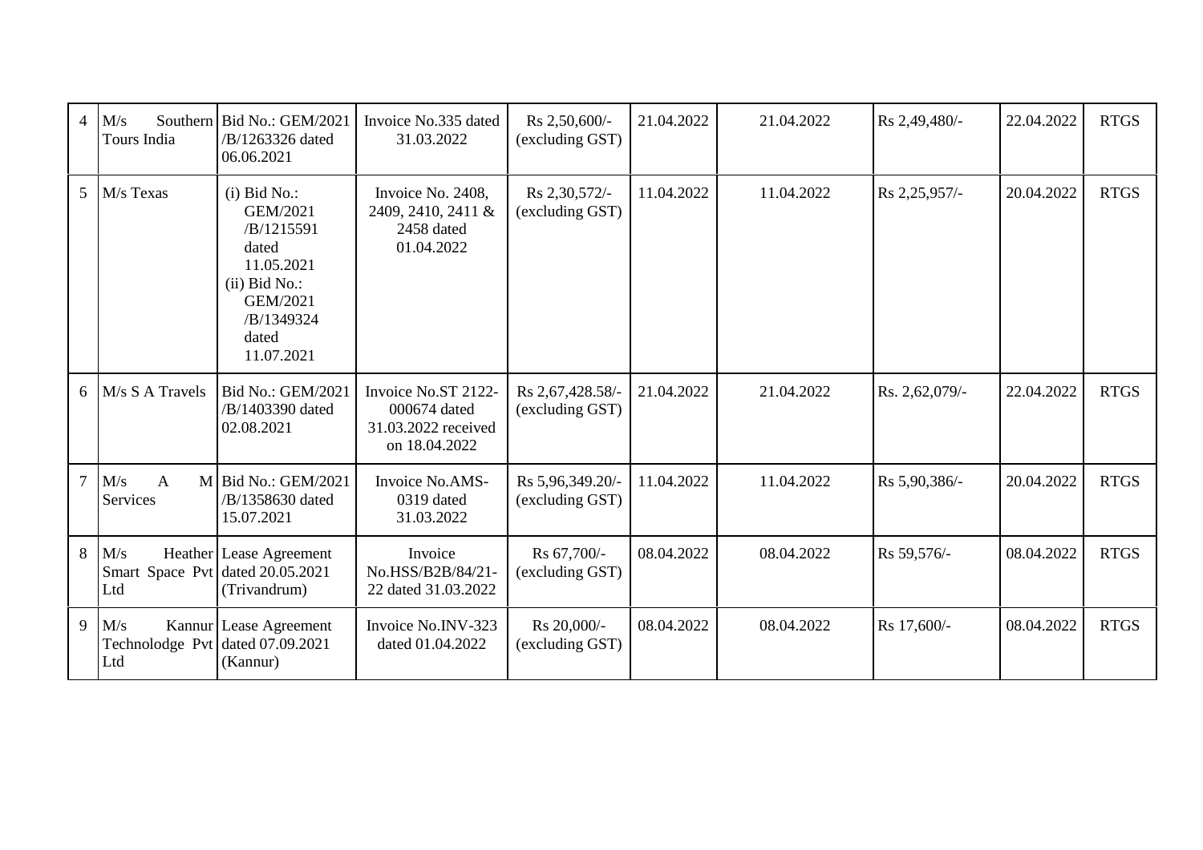| 4 | M/s Southern Tours India | Bid No.: GEM/2021 /B/1263326 dated 06.06.2021 | Invoice No.335 dated 31.03.2022 | Rs 2,50,600/- (excluding GST) | 21.04.2022 | 21.04.2022 | Rs 2,49,480/- | 22.04.2022 | RTGS |
|---|---|---|---|---|---|---|---|---|---|
| 5 | M/s Texas | (i) Bid No.: GEM/2021 /B/1215591 dated 11.05.2021 (ii) Bid No.: GEM/2021 /B/1349324 dated 11.07.2021 | Invoice No. 2408, 2409, 2410, 2411 & 2458 dated 01.04.2022 | Rs 2,30,572/- (excluding GST) | 11.04.2022 | 11.04.2022 | Rs 2,25,957/- | 20.04.2022 | RTGS |
| 6 | M/s S A Travels | Bid No.: GEM/2021 /B/1403390 dated 02.08.2021 | Invoice No.ST 2122-000674 dated 31.03.2022 received on 18.04.2022 | Rs 2,67,428.58/- (excluding GST) | 21.04.2022 | 21.04.2022 | Rs. 2,62,079/- | 22.04.2022 | RTGS |
| 7 | M/s A M Services | Bid No.: GEM/2021 /B/1358630 dated 15.07.2021 | Invoice No.AMS-0319 dated 31.03.2022 | Rs 5,96,349.20/- (excluding GST) | 11.04.2022 | 11.04.2022 | Rs 5,90,386/- | 20.04.2022 | RTGS |
| 8 | M/s Heather Smart Space Pvt Ltd | Lease Agreement dated 20.05.2021 (Trivandrum) | Invoice No.HSS/B2B/84/21-22 dated 31.03.2022 | Rs 67,700/- (excluding GST) | 08.04.2022 | 08.04.2022 | Rs 59,576/- | 08.04.2022 | RTGS |
| 9 | M/s Kannur Technolodge Pvt Ltd | Lease Agreement dated 07.09.2021 (Kannur) | Invoice No.INV-323 dated 01.04.2022 | Rs 20,000/- (excluding GST) | 08.04.2022 | 08.04.2022 | Rs 17,600/- | 08.04.2022 | RTGS |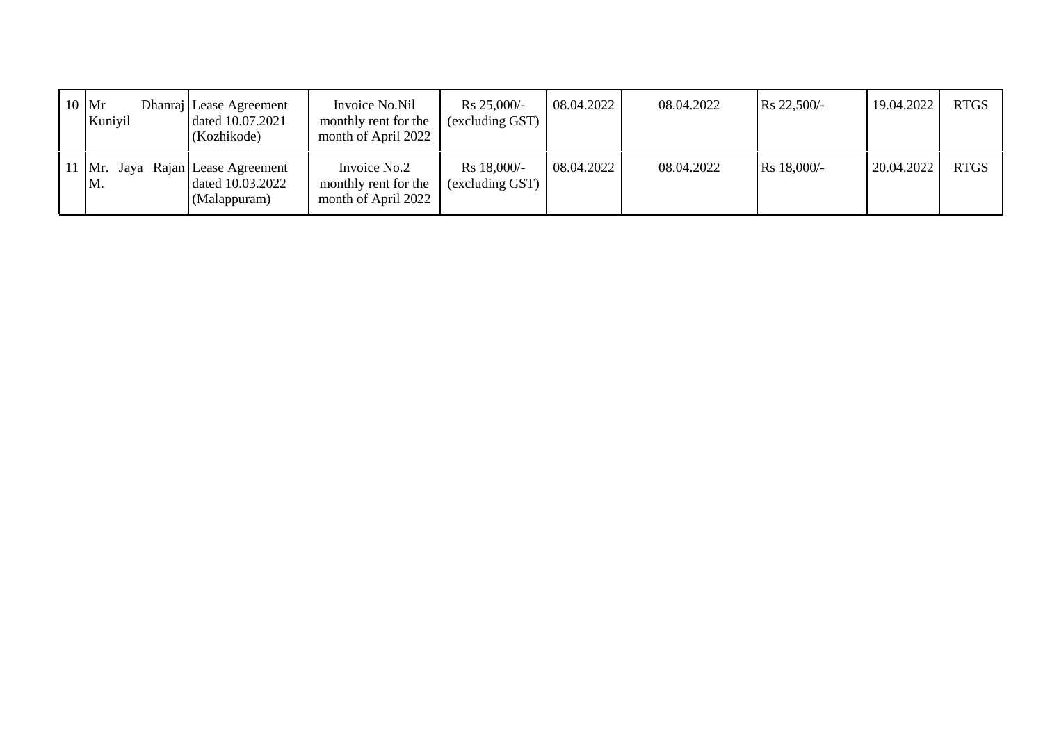| | | | | | | | | | |
|---|---|---|---|---|---|---|---|---|---|
| 10 | Mr Dhanraj Kuniyil | Lease Agreement dated 10.07.2021 (Kozhikode) | Invoice No.Nil monthly rent for the month of April 2022 | Rs 25,000/- (excluding GST) | 08.04.2022 | 08.04.2022 | Rs 22,500/- | 19.04.2022 | RTGS |
| 11 | Mr. Jaya Rajan M. | Lease Agreement dated 10.03.2022 (Malappuram) | Invoice No.2 monthly rent for the month of April 2022 | Rs 18,000/- (excluding GST) | 08.04.2022 | 08.04.2022 | Rs 18,000/- | 20.04.2022 | RTGS |